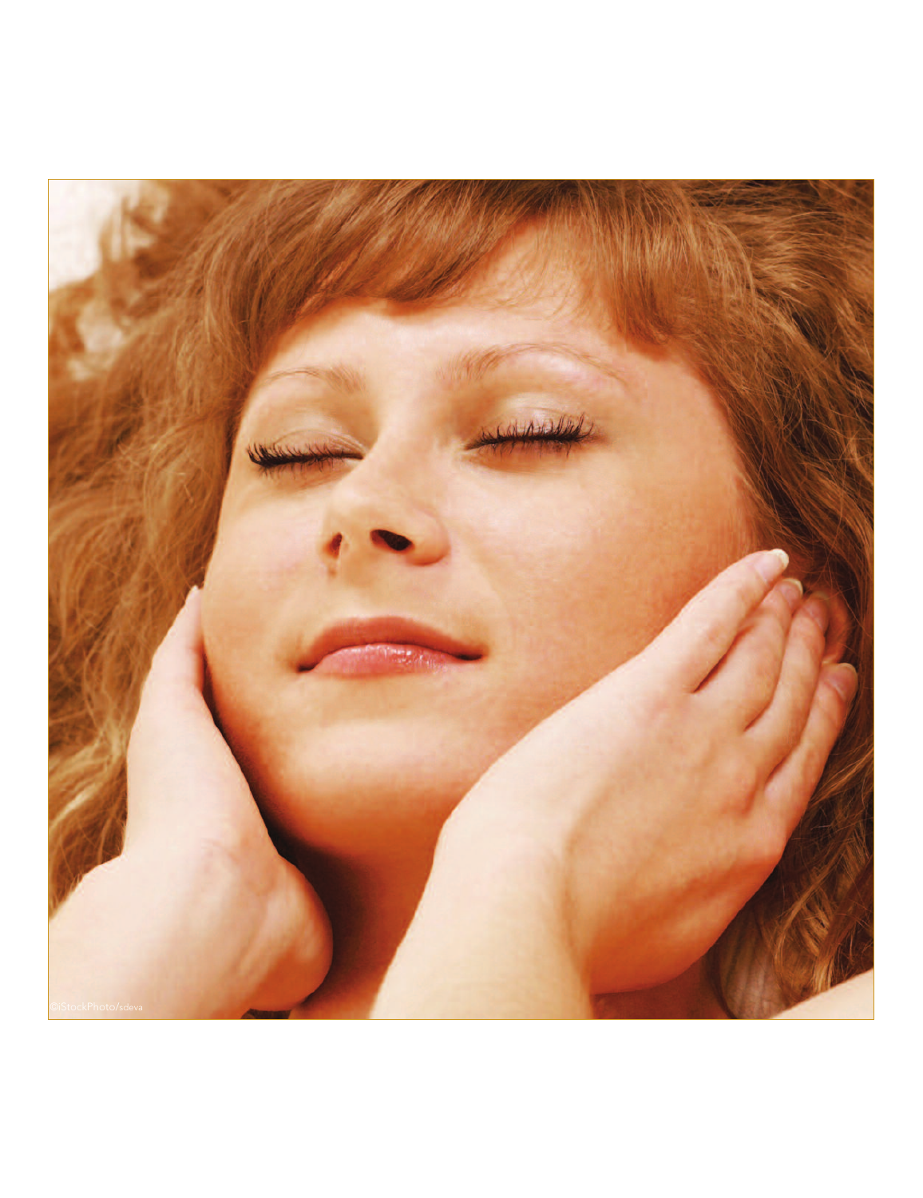©iStockPhoto/sdeva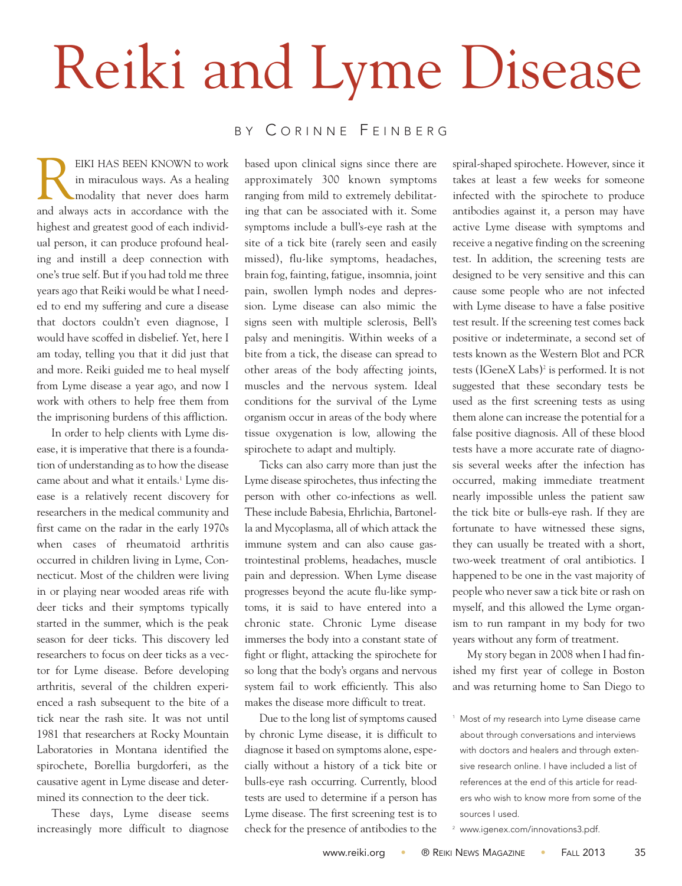# Reiki and Lyme Disease

BY CORINNE FEINBERG

REIKI HAS BEEN KNOWN to work in miraculous ways. As a healing modality that never does harm and always acts in accordance with the highest and greatest good of each individual person, it can produce profound healing and instill a deep connection with one's true self. But if you had told me three years ago that Reiki would be what I needed to end my suffering and cure a disease that doctors couldn't even diagnose, I would have scoffed in disbelief. Yet, here I am today, telling you that it did just that and more. Reiki guided me to heal myself from Lyme disease a year ago, and now I work with others to help free them from the imprisoning burdens of this affliction.

In order to help clients with Lyme disease, it is imperative that there is a foundation of understanding as to how the disease came about and what it entails.[1] Lyme disease is a relatively recent discovery for researchers in the medical community and first came on the radar in the early 1970s when cases of rheumatoid arthritis occurred in children living in Lyme, Connecticut. Most of the children were living in or playing near wooded areas rife with deer ticks and their symptoms typically started in the summer, which is the peak season for deer ticks. This discovery led researchers to focus on deer ticks as a vector for Lyme disease. Before developing arthritis, several of the children experienced a rash subsequent to the bite of a tick near the rash site. It was not until 1981 that researchers at Rocky Mountain Laboratories in Montana identified the spirochete, Borellia burgdorferi, as the causative agent in Lyme disease and determined its connection to the deer tick.

These days, Lyme disease seems increasingly more difficult to diagnose based upon clinical signs since there are approximately 300 known symptoms ranging from mild to extremely debilitating that can be associated with it. Some symptoms include a bull's-eye rash at the site of a tick bite (rarely seen and easily missed), flu-like symptoms, headaches, brain fog, fainting, fatigue, insomnia, joint pain, swollen lymph nodes and depression. Lyme disease can also mimic the signs seen with multiple sclerosis, Bell's palsy and meningitis. Within weeks of a bite from a tick, the disease can spread to other areas of the body affecting joints, muscles and the nervous system. Ideal conditions for the survival of the Lyme organism occur in areas of the body where tissue oxygenation is low, allowing the spirochete to adapt and multiply.

Ticks can also carry more than just the Lyme disease spirochetes, thus infecting the person with other co-infections as well. These include Babesia, Ehrlichia, Bartonella and Mycoplasma, all of which attack the immune system and can also cause gastrointestinal problems, headaches, muscle pain and depression. When Lyme disease progresses beyond the acute flu-like symptoms, it is said to have entered into a chronic state. Chronic Lyme disease immerses the body into a constant state of fight or flight, attacking the spirochete for so long that the body's organs and nervous system fail to work efficiently. This also makes the disease more difficult to treat.

Due to the long list of symptoms caused by chronic Lyme disease, it is difficult to diagnose it based on symptoms alone, especially without a history of a tick bite or bulls-eye rash occurring. Currently, blood tests are used to determine if a person has Lyme disease. The first screening test is to check for the presence of antibodies to the spiral-shaped spirochete. However, since it takes at least a few weeks for someone infected with the spirochete to produce antibodies against it, a person may have active Lyme disease with symptoms and receive a negative finding on the screening test. In addition, the screening tests are designed to be very sensitive and this can cause some people who are not infected with Lyme disease to have a false positive test result. If the screening test comes back positive or indeterminate, a second set of tests known as the Western Blot and PCR tests (IGeneX Labs)[2] is performed. It is not suggested that these secondary tests be used as the first screening tests as using them alone can increase the potential for a false positive diagnosis. All of these blood tests have a more accurate rate of diagnosis several weeks after the infection has occurred, making immediate treatment nearly impossible unless the patient saw the tick bite or bulls-eye rash. If they are fortunate to have witnessed these signs, they can usually be treated with a short, two-week treatment of oral antibiotics. I happened to be one in the vast majority of people who never saw a tick bite or rash on myself, and this allowed the Lyme organism to run rampant in my body for two years without any form of treatment.

My story began in 2008 when I had finished my first year of college in Boston and was returning home to San Diego to

[1] Most of my research into Lyme disease came about through conversations and interviews with doctors and healers and through extensive research online. I have included a list of references at the end of this article for readers who wish to know more from some of the sources I used.

[2] www.igenex.com/innovations3.pdf.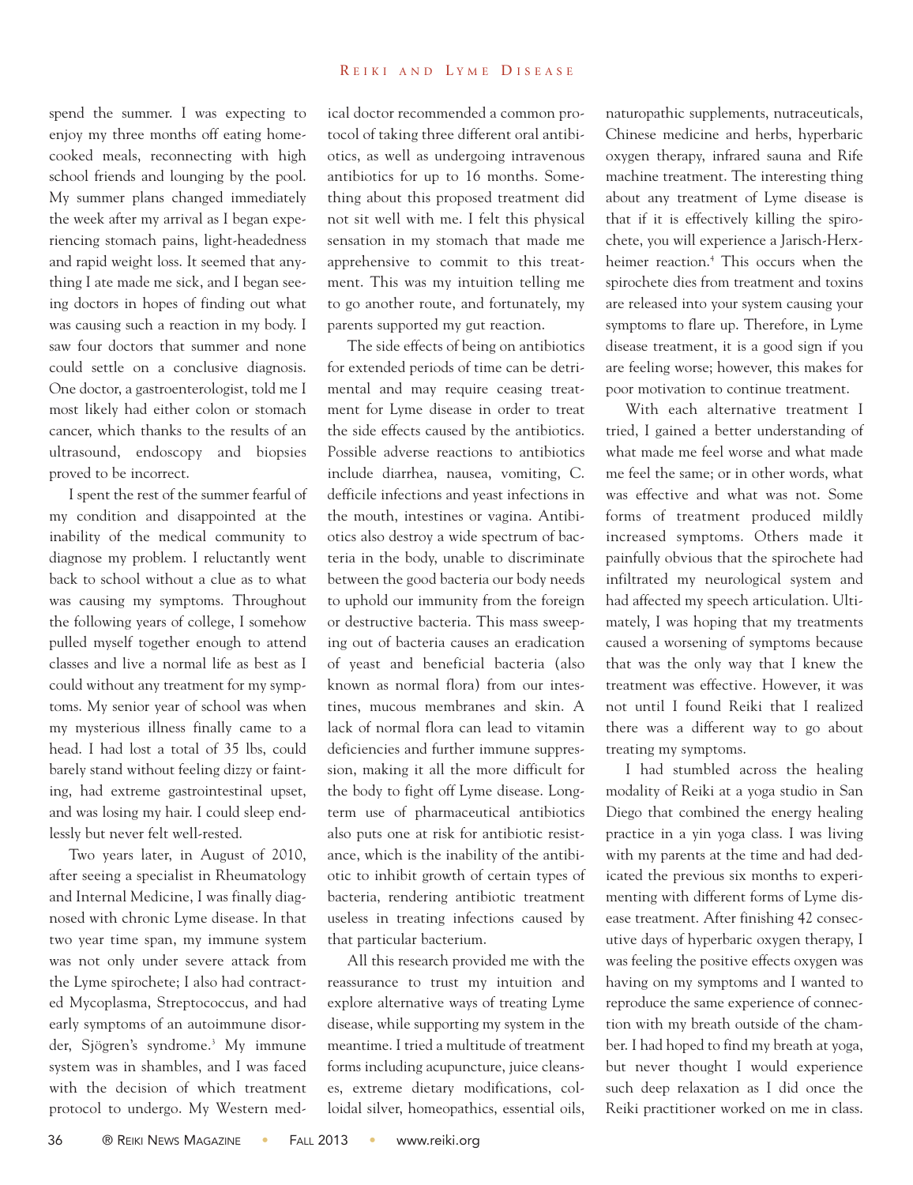spend the summer. I was expecting to enjoy my three months off eating home-cooked meals, reconnecting with high school friends and lounging by the pool. My summer plans changed immediately the week after my arrival as I began experiencing stomach pains, light-headedness and rapid weight loss. It seemed that anything I ate made me sick, and I began seeing doctors in hopes of finding out what was causing such a reaction in my body. I saw four doctors that summer and none could settle on a conclusive diagnosis. One doctor, a gastroenterologist, told me I most likely had either colon or stomach cancer, which thanks to the results of an ultrasound, endoscopy and biopsies proved to be incorrect.

I spent the rest of the summer fearful of my condition and disappointed at the inability of the medical community to diagnose my problem. I reluctantly went back to school without a clue as to what was causing my symptoms. Throughout the following years of college, I somehow pulled myself together enough to attend classes and live a normal life as best as I could without any treatment for my symptoms. My senior year of school was when my mysterious illness finally came to a head. I had lost a total of 35 lbs, could barely stand without feeling dizzy or fainting, had extreme gastrointestinal upset, and was losing my hair. I could sleep endlessly but never felt well-rested.

Two years later, in August of 2010, after seeing a specialist in Rheumatology and Internal Medicine, I was finally diagnosed with chronic Lyme disease. In that two year time span, my immune system was not only under severe attack from the Lyme spirochete; I also had contracted Mycoplasma, Streptococcus, and had early symptoms of an autoimmune disorder, Sjögren's syndrome.[3] My immune system was in shambles, and I was faced with the decision of which treatment protocol to undergo. My Western medical doctor recommended a common protocol of taking three different oral antibiotics, as well as undergoing intravenous antibiotics for up to 16 months. Something about this proposed treatment did not sit well with me. I felt this physical sensation in my stomach that made me apprehensive to commit to this treatment. This was my intuition telling me to go another route, and fortunately, my parents supported my gut reaction.

The side effects of being on antibiotics for extended periods of time can be detrimental and may require ceasing treatment for Lyme disease in order to treat the side effects caused by the antibiotics. Possible adverse reactions to antibiotics include diarrhea, nausea, vomiting, C. defficile infections and yeast infections in the mouth, intestines or vagina. Antibiotics also destroy a wide spectrum of bacteria in the body, unable to discriminate between the good bacteria our body needs to uphold our immunity from the foreign or destructive bacteria. This mass sweeping out of bacteria causes an eradication of yeast and beneficial bacteria (also known as normal flora) from our intestines, mucous membranes and skin. A lack of normal flora can lead to vitamin deficiencies and further immune suppression, making it all the more difficult for the body to fight off Lyme disease. Long-term use of pharmaceutical antibiotics also puts one at risk for antibiotic resistance, which is the inability of the antibiotic to inhibit growth of certain types of bacteria, rendering antibiotic treatment useless in treating infections caused by that particular bacterium.

All this research provided me with the reassurance to trust my intuition and explore alternative ways of treating Lyme disease, while supporting my system in the meantime. I tried a multitude of treatment forms including acupuncture, juice cleanses, extreme dietary modifications, colloidal silver, homeopathics, essential oils, naturopathic supplements, nutraceuticals, Chinese medicine and herbs, hyperbaric oxygen therapy, infrared sauna and Rife machine treatment. The interesting thing about any treatment of Lyme disease is that if it is effectively killing the spirochete, you will experience a Jarisch-Herxheimer reaction.[4] This occurs when the spirochete dies from treatment and toxins are released into your system causing your symptoms to flare up. Therefore, in Lyme disease treatment, it is a good sign if you are feeling worse; however, this makes for poor motivation to continue treatment.

With each alternative treatment I tried, I gained a better understanding of what made me feel worse and what made me feel the same; or in other words, what was effective and what was not. Some forms of treatment produced mildly increased symptoms. Others made it painfully obvious that the spirochete had infiltrated my neurological system and had affected my speech articulation. Ultimately, I was hoping that my treatments caused a worsening of symptoms because that was the only way that I knew the treatment was effective. However, it was not until I found Reiki that I realized there was a different way to go about treating my symptoms.

I had stumbled across the healing modality of Reiki at a yoga studio in San Diego that combined the energy healing practice in a yin yoga class. I was living with my parents at the time and had dedicated the previous six months to experimenting with different forms of Lyme disease treatment. After finishing 42 consecutive days of hyperbaric oxygen therapy, I was feeling the positive effects oxygen was having on my symptoms and I wanted to reproduce the same experience of connection with my breath outside of the chamber. I had hoped to find my breath at yoga, but never thought I would experience such deep relaxation as I did once the Reiki practitioner worked on me in class.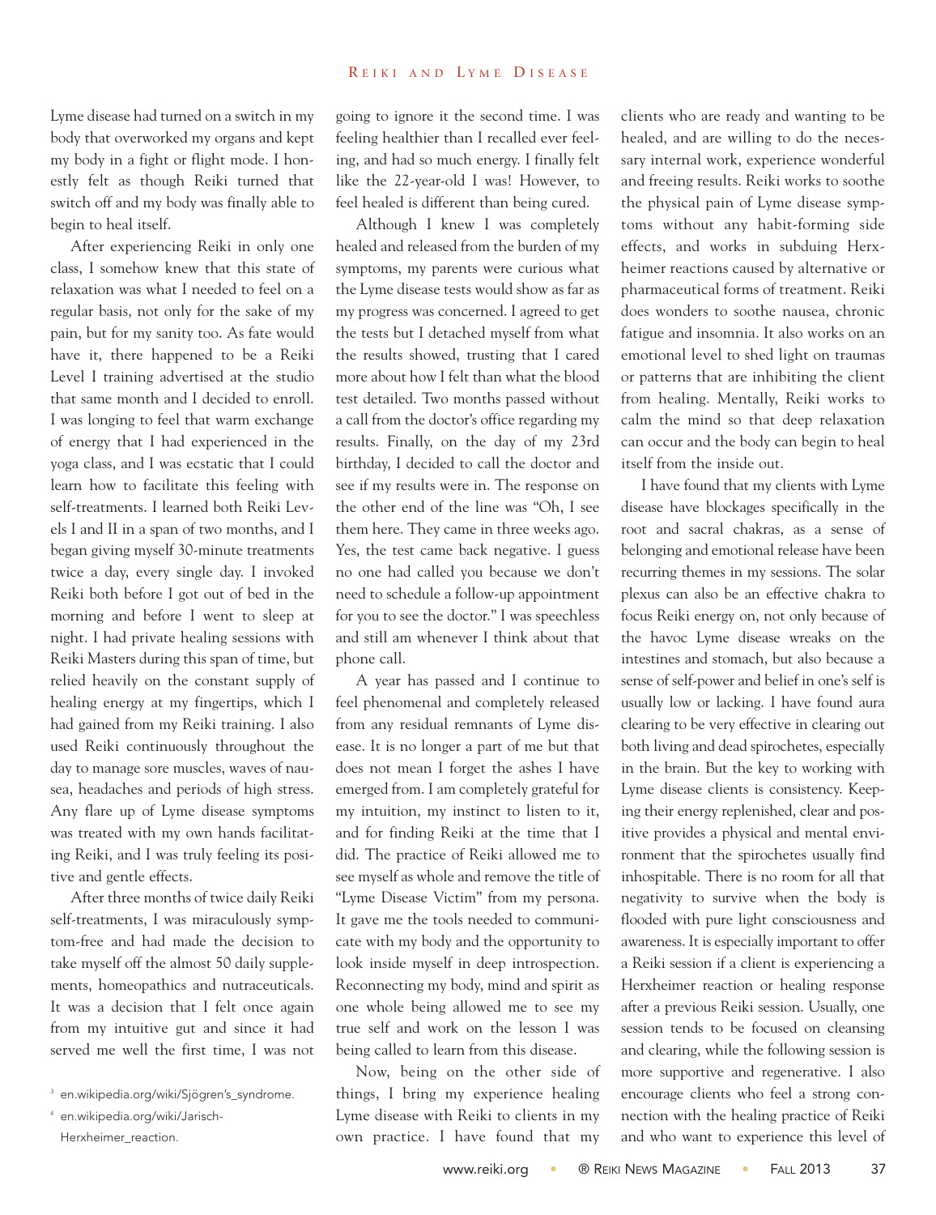Lyme disease had turned on a switch in my body that overworked my organs and kept my body in a fight or flight mode. I honestly felt as though Reiki turned that switch off and my body was finally able to begin to heal itself.

After experiencing Reiki in only one class, I somehow knew that this state of relaxation was what I needed to feel on a regular basis, not only for the sake of my pain, but for my sanity too. As fate would have it, there happened to be a Reiki Level I training advertised at the studio that same month and I decided to enroll. I was longing to feel that warm exchange of energy that I had experienced in the yoga class, and I was ecstatic that I could learn how to facilitate this feeling with self-treatments. I learned both Reiki Levels I and II in a span of two months, and I began giving myself 30-minute treatments twice a day, every single day. I invoked Reiki both before I got out of bed in the morning and before I went to sleep at night. I had private healing sessions with Reiki Masters during this span of time, but relied heavily on the constant supply of healing energy at my fingertips, which I had gained from my Reiki training. I also used Reiki continuously throughout the day to manage sore muscles, waves of nausea, headaches and periods of high stress. Any flare up of Lyme disease symptoms was treated with my own hands facilitating Reiki, and I was truly feeling its positive and gentle effects.

After three months of twice daily Reiki self-treatments, I was miraculously symptom-free and had made the decision to take myself off the almost 50 daily supplements, homeopathics and nutraceuticals. It was a decision that I felt once again from my intuitive gut and since it had served me well the first time, I was not going to ignore it the second time. I was feeling healthier than I recalled ever feeling, and had so much energy. I finally felt like the 22-year-old I was! However, to feel healed is different than being cured.

Although I knew I was completely healed and released from the burden of my symptoms, my parents were curious what the Lyme disease tests would show as far as my progress was concerned. I agreed to get the tests but I detached myself from what the results showed, trusting that I cared more about how I felt than what the blood test detailed. Two months passed without a call from the doctor's office regarding my results. Finally, on the day of my 23rd birthday, I decided to call the doctor and see if my results were in. The response on the other end of the line was "Oh, I see them here. They came in three weeks ago. Yes, the test came back negative. I guess no one had called you because we don't need to schedule a follow-up appointment for you to see the doctor." I was speechless and still am whenever I think about that phone call.

A year has passed and I continue to feel phenomenal and completely released from any residual remnants of Lyme disease. It is no longer a part of me but that does not mean I forget the ashes I have emerged from. I am completely grateful for my intuition, my instinct to listen to it, and for finding Reiki at the time that I did. The practice of Reiki allowed me to see myself as whole and remove the title of "Lyme Disease Victim" from my persona. It gave me the tools needed to communicate with my body and the opportunity to look inside myself in deep introspection. Reconnecting my body, mind and spirit as one whole being allowed me to see my true self and work on the lesson I was being called to learn from this disease.

Now, being on the other side of things, I bring my experience healing Lyme disease with Reiki to clients in my own practice. I have found that my clients who are ready and wanting to be healed, and are willing to do the necessary internal work, experience wonderful and freeing results. Reiki works to soothe the physical pain of Lyme disease symptoms without any habit-forming side effects, and works in subduing Herxheimer reactions caused by alternative or pharmaceutical forms of treatment. Reiki does wonders to soothe nausea, chronic fatigue and insomnia. It also works on an emotional level to shed light on traumas or patterns that are inhibiting the client from healing. Mentally, Reiki works to calm the mind so that deep relaxation can occur and the body can begin to heal itself from the inside out.

I have found that my clients with Lyme disease have blockages specifically in the root and sacral chakras, as a sense of belonging and emotional release have been recurring themes in my sessions. The solar plexus can also be an effective chakra to focus Reiki energy on, not only because of the havoc Lyme disease wreaks on the intestines and stomach, but also because a sense of self-power and belief in one's self is usually low or lacking. I have found aura clearing to be very effective in clearing out both living and dead spirochetes, especially in the brain. But the key to working with Lyme disease clients is consistency. Keeping their energy replenished, clear and positive provides a physical and mental environment that the spirochetes usually find inhospitable. There is no room for all that negativity to survive when the body is flooded with pure light consciousness and awareness. It is especially important to offer a Reiki session if a client is experiencing a Herxheimer reaction or healing response after a previous Reiki session. Usually, one session tends to be focused on cleansing and clearing, while the following session is more supportive and regenerative. I also encourage clients who feel a strong connection with the healing practice of Reiki and who want to experience this level of

---

[3] en.wikipedia.org/wiki/Sjögren's_syndrome.

[4] en.wikipedia.org/wiki/Jarisch-Herxheimer_reaction.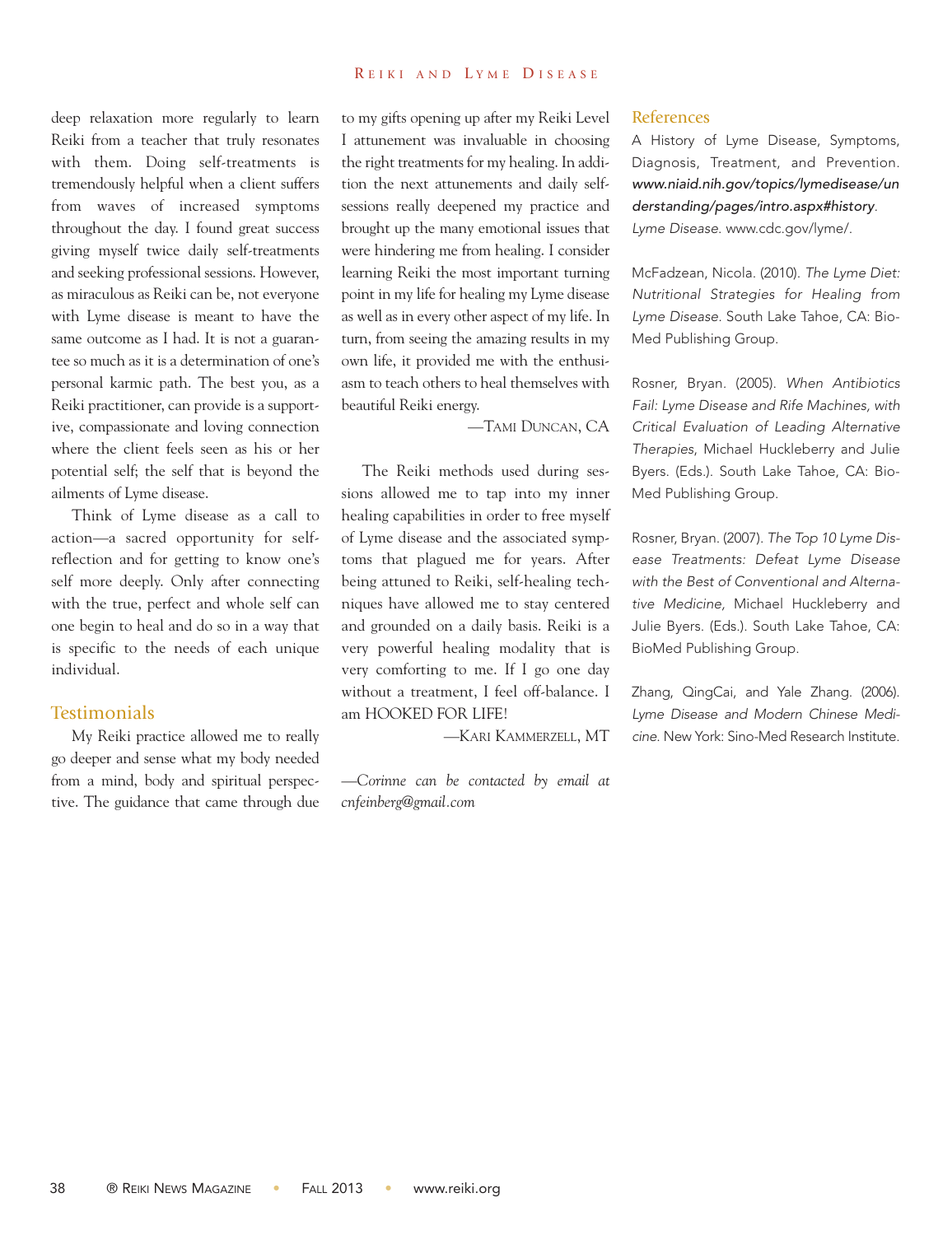deep relaxation more regularly to learn Reiki from a teacher that truly resonates with them. Doing self-treatments is tremendously helpful when a client suffers from waves of increased symptoms throughout the day. I found great success giving myself twice daily self-treatments and seeking professional sessions. However, as miraculous as Reiki can be, not everyone with Lyme disease is meant to have the same outcome as I had. It is not a guarantee so much as it is a determination of one's personal karmic path. The best you, as a Reiki practitioner, can provide is a supportive, compassionate and loving connection where the client feels seen as his or her potential self; the self that is beyond the ailments of Lyme disease.

Think of Lyme disease as a call to action—a sacred opportunity for self-reflection and for getting to know one's self more deeply. Only after connecting with the true, perfect and whole self can one begin to heal and do so in a way that is specific to the needs of each unique individual.

## Testimonials

My Reiki practice allowed me to really go deeper and sense what my body needed from a mind, body and spiritual perspective. The guidance that came through due to my gifts opening up after my Reiki Level I attunement was invaluable in choosing the right treatments for my healing. In addition the next attunements and daily self-sessions really deepened my practice and brought up the many emotional issues that were hindering me from healing. I consider learning Reiki the most important turning point in my life for healing my Lyme disease as well as in every other aspect of my life. In turn, from seeing the amazing results in my own life, it provided me with the enthusiasm to teach others to heal themselves with beautiful Reiki energy.

—Tami Duncan, CA

The Reiki methods used during sessions allowed me to tap into my inner healing capabilities in order to free myself of Lyme disease and the associated symptoms that plagued me for years. After being attuned to Reiki, self-healing techniques have allowed me to stay centered and grounded on a daily basis. Reiki is a very powerful healing modality that is very comforting to me. If I go one day without a treatment, I feel off-balance. I am HOOKED FOR LIFE!

—Kari Kammerzell, MT

*—Corinne can be contacted by email at cnfeinberg@gmail.com*

## References

A History of Lyme Disease, Symptoms, Diagnosis, Treatment, and Prevention. *www.niaid.nih.gov/topics/lymedisease/understanding/pages/intro.aspx#history*.

*Lyme Disease.* www.cdc.gov/lyme/.

McFadzean, Nicola. (2010). *The Lyme Diet: Nutritional Strategies for Healing from Lyme Disease.* South Lake Tahoe, CA: Bio-Med Publishing Group.

Rosner, Bryan. (2005). *When Antibiotics Fail: Lyme Disease and Rife Machines, with Critical Evaluation of Leading Alternative Therapies*, Michael Huckleberry and Julie Byers. (Eds.). South Lake Tahoe, CA: Bio-Med Publishing Group.

Rosner, Bryan. (2007). *The Top 10 Lyme Disease Treatments: Defeat Lyme Disease with the Best of Conventional and Alternative Medicine,* Michael Huckleberry and Julie Byers. (Eds.). South Lake Tahoe, CA: BioMed Publishing Group.

Zhang, QingCai, and Yale Zhang. (2006). *Lyme Disease and Modern Chinese Medicine.* New York: Sino-Med Research Institute.